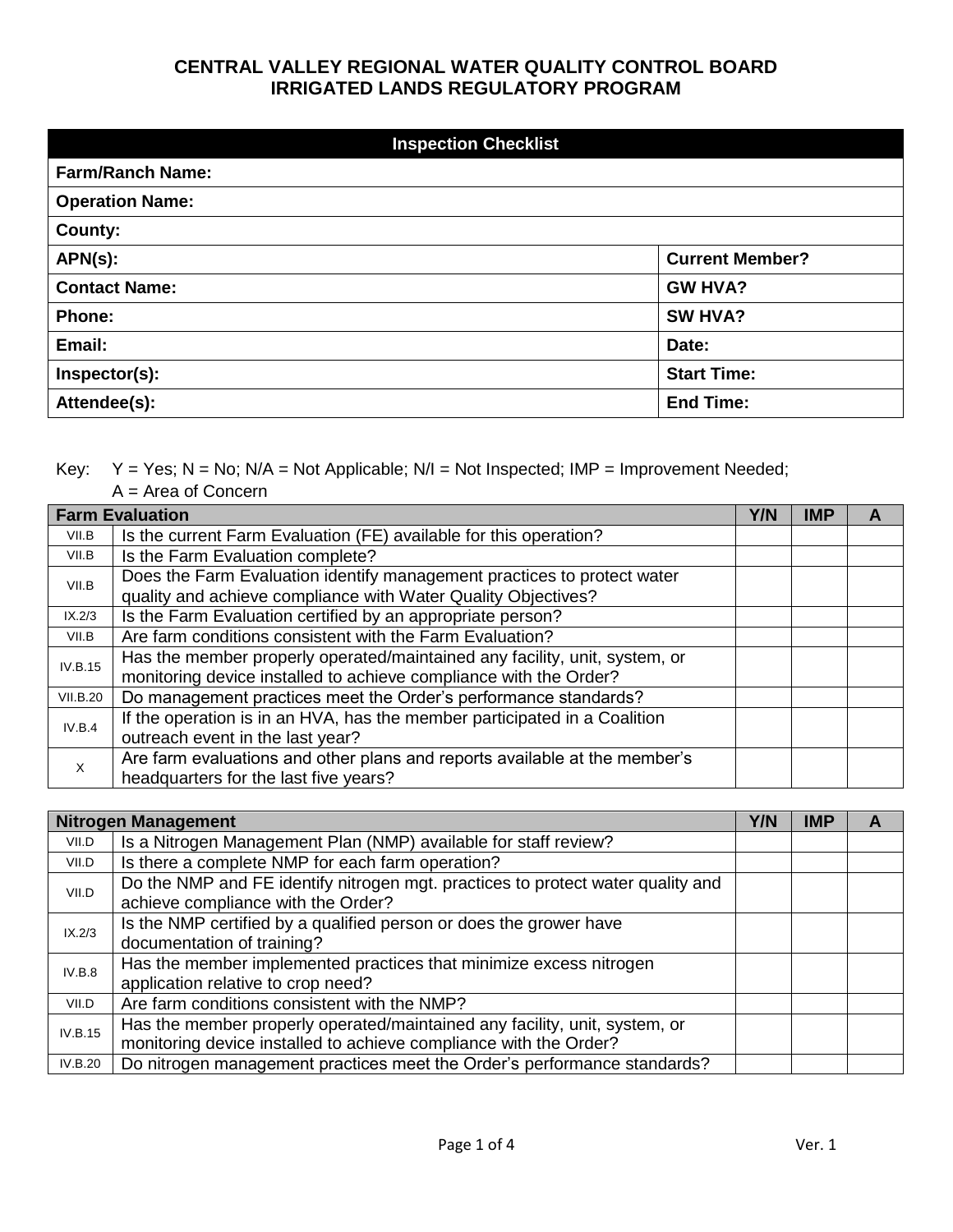# CENTRAL VALLEY REGIONAL WATER QUALITY CONTROL BOARD
# IRRIGATED LANDS REGULATORY PROGRAM

| Inspection Checklist | |
|---|---|
| **Farm/Ranch Name:** | |
| **Operation Name:** | |
| **County:** | |
| **APN(s):** | **Current Member?** |
| **Contact Name:** | **GW HVA?** |
| **Phone:** | **SW HVA?** |
| **Email:** | **Date:** |
| **Inspector(s):** | **Start Time:** |
| **Attendee(s):** | **End Time:** |

Key: Y = Yes; N = No; N/A = Not Applicable; N/I = Not Inspected; IMP = Improvement Needed; A = Area of Concern

| Farm Evaluation | | Y/N | IMP | A |
|---|---|---|---|---|
| VII.B | Is the current Farm Evaluation (FE) available for this operation? | | | |
| VII.B | Is the Farm Evaluation complete? | | | |
| VII.B | Does the Farm Evaluation identify management practices to protect water quality and achieve compliance with Water Quality Objectives? | | | |
| IX.2/3 | Is the Farm Evaluation certified by an appropriate person? | | | |
| VII.B | Are farm conditions consistent with the Farm Evaluation? | | | |
| IV.B.15 | Has the member properly operated/maintained any facility, unit, system, or monitoring device installed to achieve compliance with the Order? | | | |
| VII.B.20 | Do management practices meet the Order's performance standards? | | | |
| IV.B.4 | If the operation is in an HVA, has the member participated in a Coalition outreach event in the last year? | | | |
| X | Are farm evaluations and other plans and reports available at the member's headquarters for the last five years? | | | |

| Nitrogen Management | | Y/N | IMP | A |
|---|---|---|---|---|
| VII.D | Is a Nitrogen Management Plan (NMP) available for staff review? | | | |
| VII.D | Is there a complete NMP for each farm operation? | | | |
| VII.D | Do the NMP and FE identify nitrogen mgt. practices to protect water quality and achieve compliance with the Order? | | | |
| IX.2/3 | Is the NMP certified by a qualified person or does the grower have documentation of training? | | | |
| IV.B.8 | Has the member implemented practices that minimize excess nitrogen application relative to crop need? | | | |
| VII.D | Are farm conditions consistent with the NMP? | | | |
| IV.B.15 | Has the member properly operated/maintained any facility, unit, system, or monitoring device installed to achieve compliance with the Order? | | | |
| IV.B.20 | Do nitrogen management practices meet the Order's performance standards? | | | |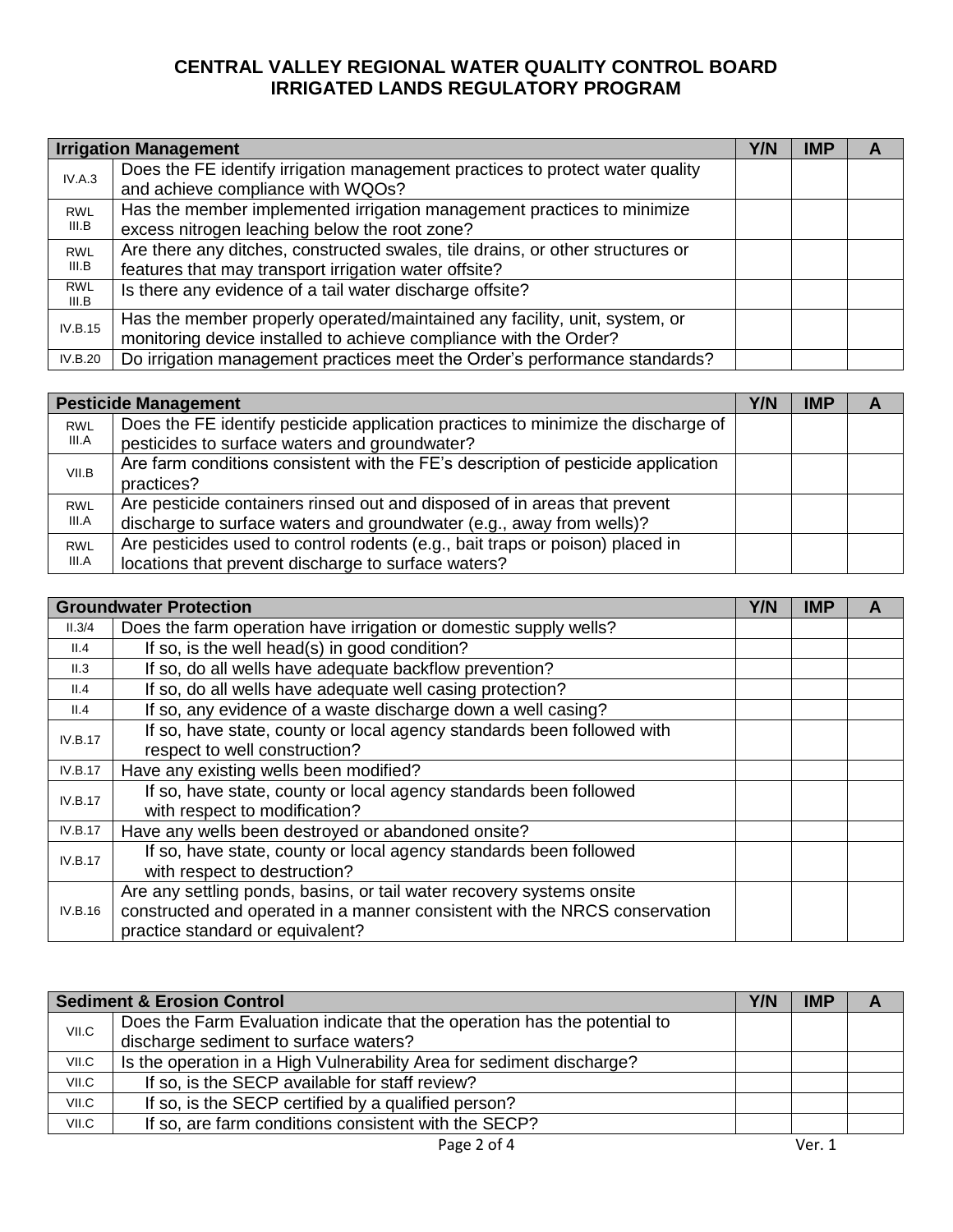**CENTRAL VALLEY REGIONAL WATER QUALITY CONTROL BOARD**
**IRRIGATED LANDS REGULATORY PROGRAM**

| Irrigation Management | | Y/N | IMP | A |
|---|---|---|---|---|
| IV.A.3 | Does the FE identify irrigation management practices to protect water quality and achieve compliance with WQOs? | | | |
| RWL III.B | Has the member implemented irrigation management practices to minimize excess nitrogen leaching below the root zone? | | | |
| RWL III.B | Are there any ditches, constructed swales, tile drains, or other structures or features that may transport irrigation water offsite? | | | |
| RWL III.B | Is there any evidence of a tail water discharge offsite? | | | |
| IV.B.15 | Has the member properly operated/maintained any facility, unit, system, or monitoring device installed to achieve compliance with the Order? | | | |
| IV.B.20 | Do irrigation management practices meet the Order's performance standards? | | | |

| Pesticide Management | | Y/N | IMP | A |
|---|---|---|---|---|
| RWL III.A | Does the FE identify pesticide application practices to minimize the discharge of pesticides to surface waters and groundwater? | | | |
| VII.B | Are farm conditions consistent with the FE's description of pesticide application practices? | | | |
| RWL III.A | Are pesticide containers rinsed out and disposed of in areas that prevent discharge to surface waters and groundwater (e.g., away from wells)? | | | |
| RWL III.A | Are pesticides used to control rodents (e.g., bait traps or poison) placed in locations that prevent discharge to surface waters? | | | |

| Groundwater Protection | | Y/N | IMP | A |
|---|---|---|---|---|
| II.3/4 | Does the farm operation have irrigation or domestic supply wells? | | | |
| II.4 | If so, is the well head(s) in good condition? | | | |
| II.3 | If so, do all wells have adequate backflow prevention? | | | |
| II.4 | If so, do all wells have adequate well casing protection? | | | |
| II.4 | If so, any evidence of a waste discharge down a well casing? | | | |
| IV.B.17 | If so, have state, county or local agency standards been followed with respect to well construction? | | | |
| IV.B.17 | Have any existing wells been modified? | | | |
| IV.B.17 | If so, have state, county or local agency standards been followed with respect to modification? | | | |
| IV.B.17 | Have any wells been destroyed or abandoned onsite? | | | |
| IV.B.17 | If so, have state, county or local agency standards been followed with respect to destruction? | | | |
| IV.B.16 | Are any settling ponds, basins, or tail water recovery systems onsite constructed and operated in a manner consistent with the NRCS conservation practice standard or equivalent? | | | |

| Sediment & Erosion Control | | Y/N | IMP | A |
|---|---|---|---|---|
| VII.C | Does the Farm Evaluation indicate that the operation has the potential to discharge sediment to surface waters? | | | |
| VII.C | Is the operation in a High Vulnerability Area for sediment discharge? | | | |
| VII.C | If so, is the SECP available for staff review? | | | |
| VII.C | If so, is the SECP certified by a qualified person? | | | |
| VII.C | If so, are farm conditions consistent with the SECP? | | | |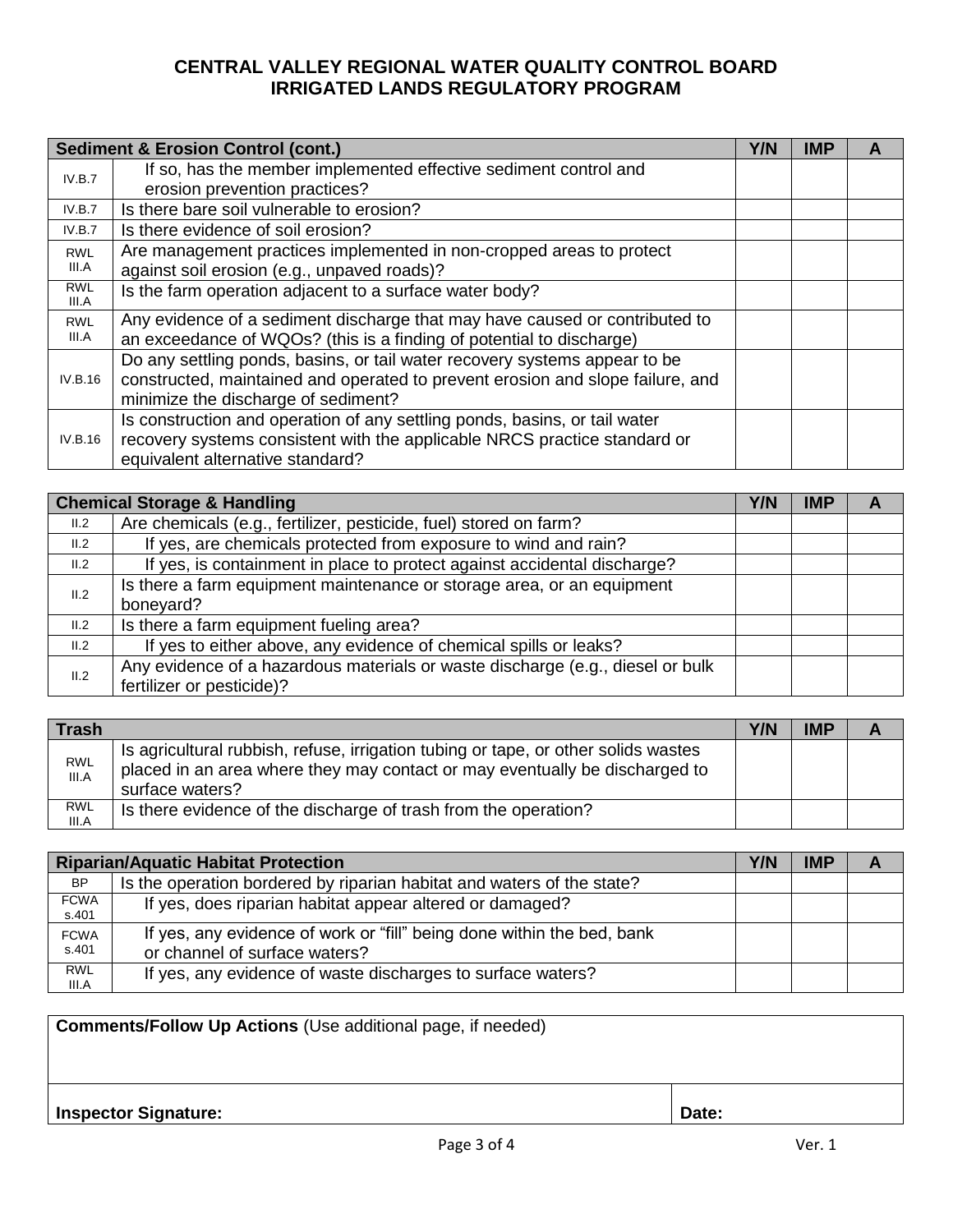## CENTRAL VALLEY REGIONAL WATER QUALITY CONTROL BOARD
## IRRIGATED LANDS REGULATORY PROGRAM

| Sediment & Erosion Control (cont.) | | Y/N | IMP | A |
|---|---|---|---|---|
| IV.B.7 | If so, has the member implemented effective sediment control and erosion prevention practices? | | | |
| IV.B.7 | Is there bare soil vulnerable to erosion? | | | |
| IV.B.7 | Is there evidence of soil erosion? | | | |
| RWL III.A | Are management practices implemented in non-cropped areas to protect against soil erosion (e.g., unpaved roads)? | | | |
| RWL III.A | Is the farm operation adjacent to a surface water body? | | | |
| RWL III.A | Any evidence of a sediment discharge that may have caused or contributed to an exceedance of WQOs? (this is a finding of potential to discharge) | | | |
| IV.B.16 | Do any settling ponds, basins, or tail water recovery systems appear to be constructed, maintained and operated to prevent erosion and slope failure, and minimize the discharge of sediment? | | | |
| IV.B.16 | Is construction and operation of any settling ponds, basins, or tail water recovery systems consistent with the applicable NRCS practice standard or equivalent alternative standard? | | | |

| Chemical Storage & Handling | | Y/N | IMP | A |
|---|---|---|---|---|
| II.2 | Are chemicals (e.g., fertilizer, pesticide, fuel) stored on farm? | | | |
| II.2 | If yes, are chemicals protected from exposure to wind and rain? | | | |
| II.2 | If yes, is containment in place to protect against accidental discharge? | | | |
| II.2 | Is there a farm equipment maintenance or storage area, or an equipment boneyard? | | | |
| II.2 | Is there a farm equipment fueling area? | | | |
| II.2 | If yes to either above, any evidence of chemical spills or leaks? | | | |
| II.2 | Any evidence of a hazardous materials or waste discharge (e.g., diesel or bulk fertilizer or pesticide)? | | | |

| Trash | | Y/N | IMP | A |
|---|---|---|---|---|
| RWL III.A | Is agricultural rubbish, refuse, irrigation tubing or tape, or other solids wastes placed in an area where they may contact or may eventually be discharged to surface waters? | | | |
| RWL III.A | Is there evidence of the discharge of trash from the operation? | | | |

| Riparian/Aquatic Habitat Protection | | Y/N | IMP | A |
|---|---|---|---|---|
| BP | Is the operation bordered by riparian habitat and waters of the state? | | | |
| FCWA s.401 | If yes, does riparian habitat appear altered or damaged? | | | |
| FCWA s.401 | If yes, any evidence of work or "fill" being done within the bed, bank or channel of surface waters? | | | |
| RWL III.A | If yes, any evidence of waste discharges to surface waters? | | | |

| **Comments/Follow Up Actions** (Use additional page, if needed) | |
|---|---|
| **Inspector Signature:** | **Date:** |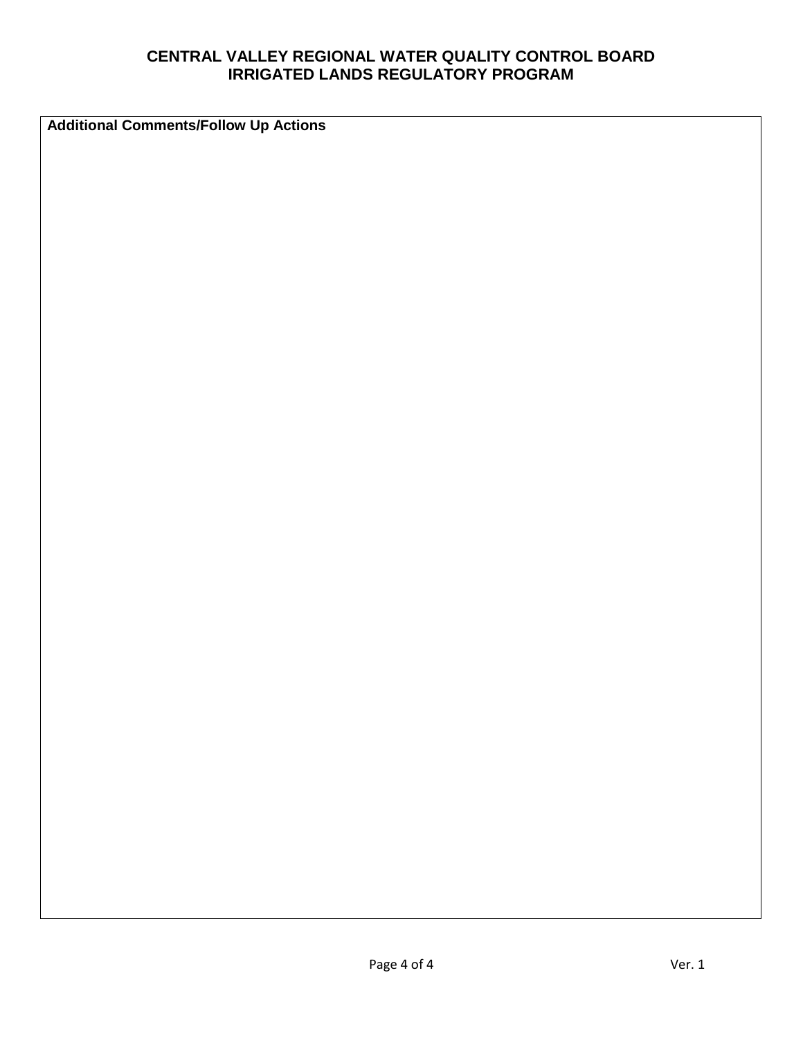**Additional Comments/Follow Up Actions**